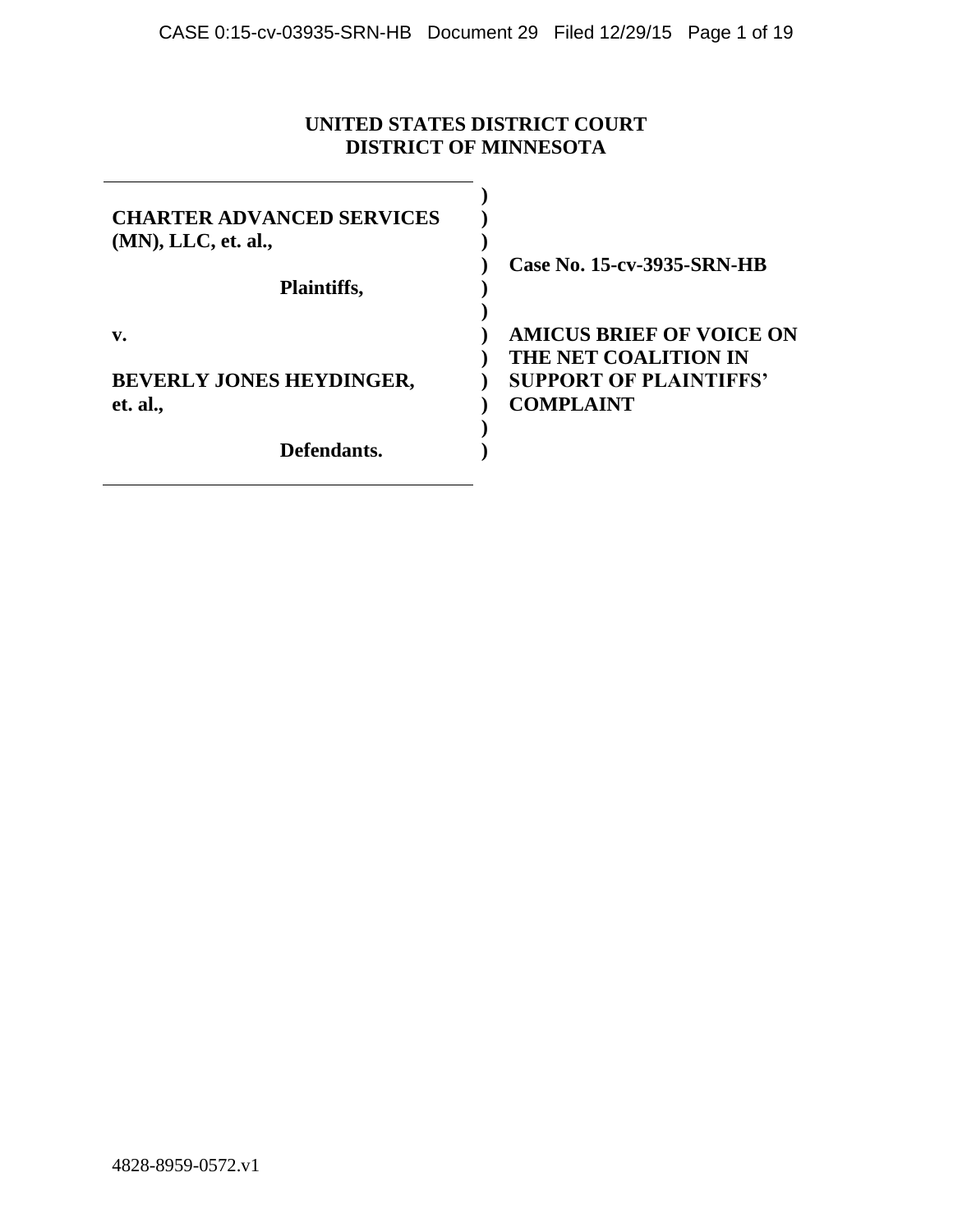**UNITED STATES DISTRICT COURT**
**DISTRICT OF MINNESOTA**

| | | |
|---|---|---|
| **CHARTER ADVANCED SERVICES (MN), LLC, et. al.,** | ) | **Case No. 15-cv-3935-SRN-HB** |
| **Plaintiffs,** | ) | |
| **v.** | ) | **AMICUS BRIEF OF VOICE ON THE NET COALITION IN SUPPORT OF PLAINTIFFS' COMPLAINT** |
| **BEVERLY JONES HEYDINGER, et. al.,** | ) | |
| **Defendants.** | ) | |

4828-8959-0572.v1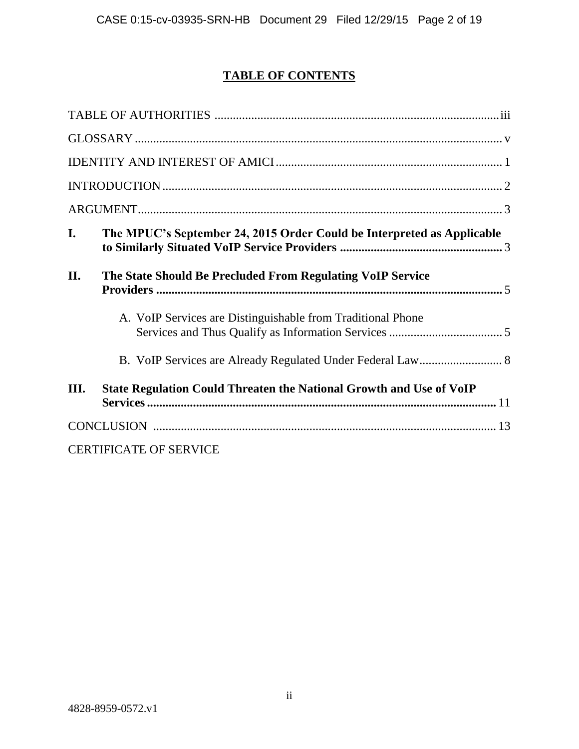# TABLE OF CONTENTS

TABLE OF AUTHORITIES ............................................................................................iii

GLOSSARY ...................................................................................................................... v

IDENTITY AND INTEREST OF AMICI ......................................................................... 1

INTRODUCTION ............................................................................................................. 2

ARGUMENT..................................................................................................................... 3

**I. The MPUC's September 24, 2015 Order Could be Interpreted as Applicable to Similarly Situated VoIP Service Providers .................................................... 3**

**II. The State Should Be Precluded From Regulating VoIP Service Providers ................................................................................................................ 5**

A. VoIP Services are Distinguishable from Traditional Phone Services and Thus Qualify as Information Services .................................... 5

B. VoIP Services are Already Regulated Under Federal Law.......................... 8

**III. State Regulation Could Threaten the National Growth and Use of VoIP Services ................................................................................................................ 11**

CONCLUSION ............................................................................................................... 13

CERTIFICATE OF SERVICE

4828-8959-0572.v1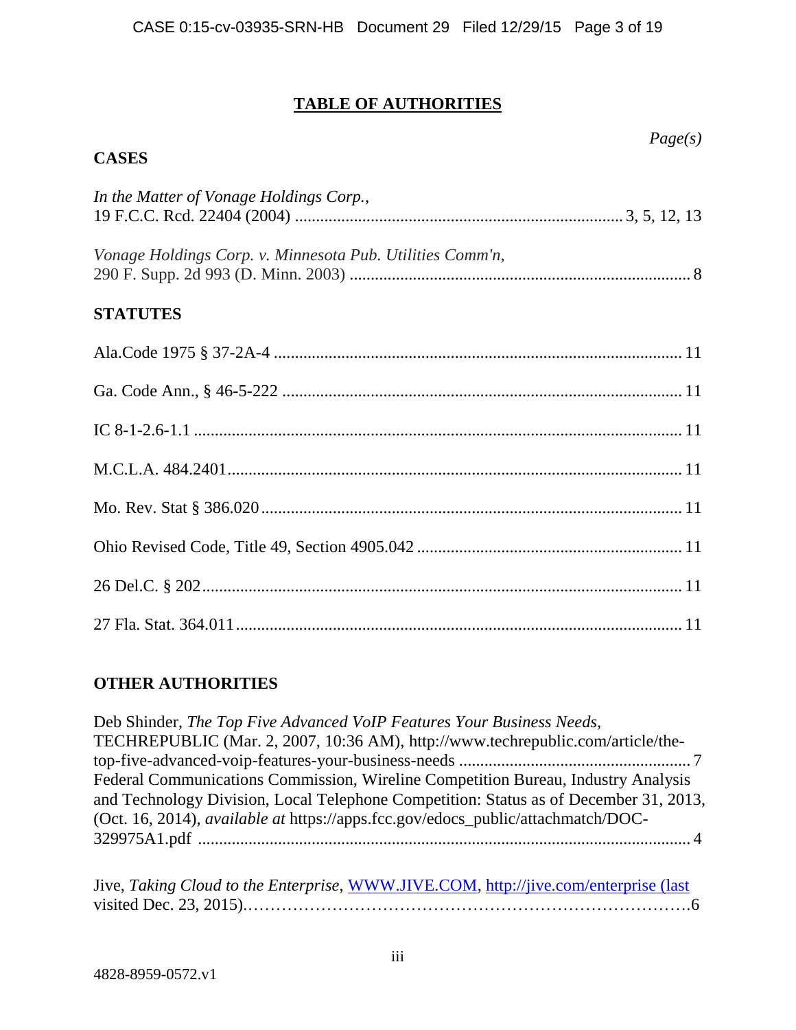# TABLE OF AUTHORITIES

*Page(s)*

## CASES

*In the Matter of Vonage Holdings Corp.*,
19 F.C.C. Rcd. 22404 (2004) ............................................................................ 3, 5, 12, 13

*Vonage Holdings Corp. v. Minnesota Pub. Utilities Comm'n*,
290 F. Supp. 2d 993 (D. Minn. 2003) ................................................................................ 8

## STATUTES

Ala.Code 1975 § 37-2A-4 ............................................................................................... 11

Ga. Code Ann., § 46-5-222 ............................................................................................. 11

IC 8-1-2.6-1.1 ................................................................................................................. 11

M.C.L.A. 484.2401.......................................................................................................... 11

Mo. Rev. Stat § 386.020.................................................................................................. 11

Ohio Revised Code, Title 49, Section 4905.042 ............................................................. 11

26 Del.C. § 202................................................................................................................ 11

27 Fla. Stat. 364.011........................................................................................................ 11

## OTHER AUTHORITIES

Deb Shinder, *The Top Five Advanced VoIP Features Your Business Needs*, TECHREPUBLIC (Mar. 2, 2007, 10:36 AM), http://www.techrepublic.com/article/the-top-five-advanced-voip-features-your-business-needs ...................................................... 7

Federal Communications Commission, Wireline Competition Bureau, Industry Analysis and Technology Division, Local Telephone Competition: Status as of December 31, 2013, (Oct. 16, 2014), *available at* https://apps.fcc.gov/edocs_public/attachmatch/DOC-329975A1.pdf ................................................................................................................... 4

Jive, *Taking Cloud to the Enterprise*, WWW.JIVE.COM, http://jive.com/enterprise (last visited Dec. 23, 2015).……………………………………………………………………6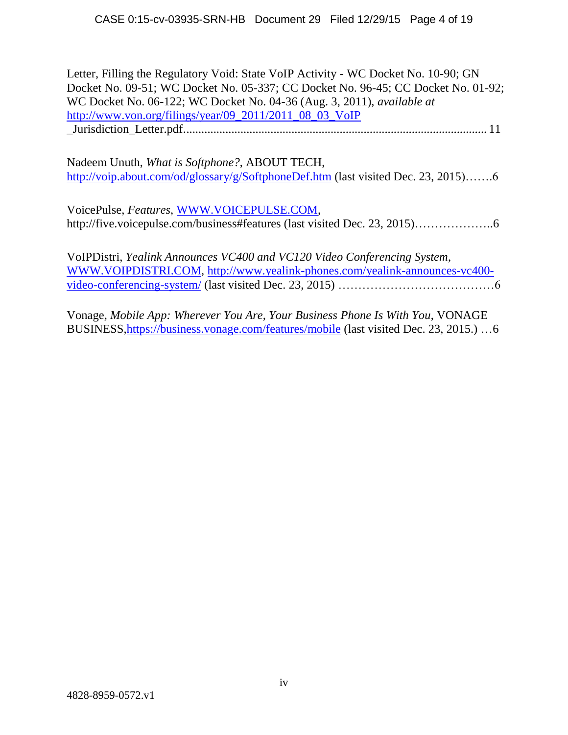Letter, Filling the Regulatory Void: State VoIP Activity - WC Docket No. 10-90; GN Docket No. 09-51; WC Docket No. 05-337; CC Docket No. 96-45; CC Docket No. 01-92; WC Docket No. 06-122; WC Docket No. 04-36 (Aug. 3, 2011), *available at* http://www.von.org/filings/year/09_2011/2011_08_03_VoIP_Jurisdiction_Letter.pdf.................................................................................................... 11

Nadeem Unuth, *What is Softphone?*, ABOUT TECH, http://voip.about.com/od/glossary/g/SoftphoneDef.htm (last visited Dec. 23, 2015).......6

VoicePulse, *Features*, WWW.VOICEPULSE.COM, http://five.voicepulse.com/business#features (last visited Dec. 23, 2015)...................6

VoIPDistri, *Yealink Announces VC400 and VC120 Video Conferencing System*, WWW.VOIPDISTRI.COM, http://www.yealink-phones.com/yealink-announces-vc400-video-conferencing-system/ (last visited Dec. 23, 2015) .......................................6

Vonage, *Mobile App: Wherever You Are, Your Business Phone Is With You*, VONAGE BUSINESS,https://business.vonage.com/features/mobile (last visited Dec. 23, 2015.) …6

4828-8959-0572.v1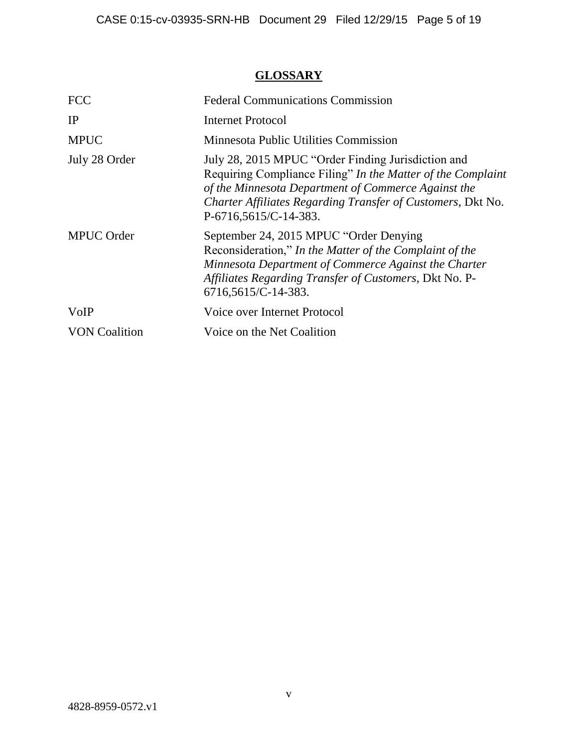## GLOSSARY

| | |
|---|---|
| FCC | Federal Communications Commission |
| IP | Internet Protocol |
| MPUC | Minnesota Public Utilities Commission |
| July 28 Order | July 28, 2015 MPUC "Order Finding Jurisdiction and Requiring Compliance Filing" *In the Matter of the Complaint of the Minnesota Department of Commerce Against the Charter Affiliates Regarding Transfer of Customers*, Dkt No. P-6716,5615/C-14-383. |
| MPUC Order | September 24, 2015 MPUC "Order Denying Reconsideration," *In the Matter of the Complaint of the Minnesota Department of Commerce Against the Charter Affiliates Regarding Transfer of Customers*, Dkt No. P-6716,5615/C-14-383. |
| VoIP | Voice over Internet Protocol |
| VON Coalition | Voice on the Net Coalition |

4828-8959-0572.v1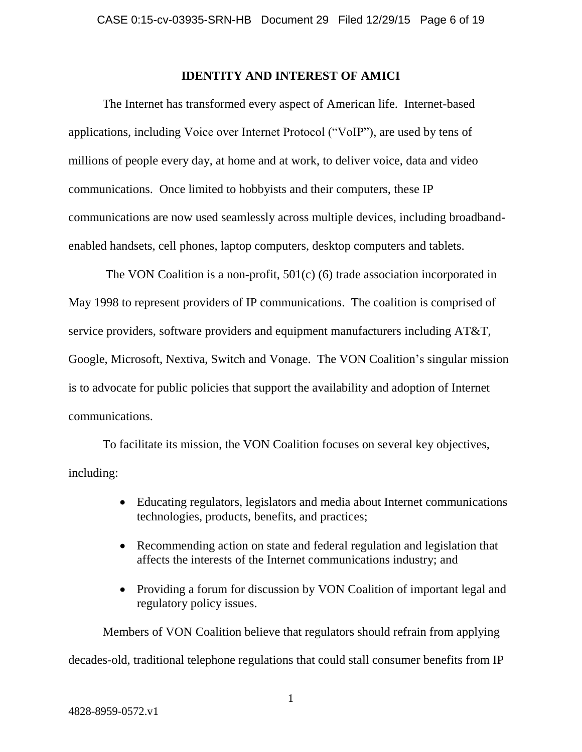## IDENTITY AND INTEREST OF AMICI

The Internet has transformed every aspect of American life. Internet-based applications, including Voice over Internet Protocol ("VoIP"), are used by tens of millions of people every day, at home and at work, to deliver voice, data and video communications. Once limited to hobbyists and their computers, these IP communications are now used seamlessly across multiple devices, including broadband-enabled handsets, cell phones, laptop computers, desktop computers and tablets.

The VON Coalition is a non-profit, 501(c) (6) trade association incorporated in May 1998 to represent providers of IP communications. The coalition is comprised of service providers, software providers and equipment manufacturers including AT&T, Google, Microsoft, Nextiva, Switch and Vonage. The VON Coalition's singular mission is to advocate for public policies that support the availability and adoption of Internet communications.

To facilitate its mission, the VON Coalition focuses on several key objectives, including:

- Educating regulators, legislators and media about Internet communications technologies, products, benefits, and practices;
- Recommending action on state and federal regulation and legislation that affects the interests of the Internet communications industry; and
- Providing a forum for discussion by VON Coalition of important legal and regulatory policy issues.

Members of VON Coalition believe that regulators should refrain from applying decades-old, traditional telephone regulations that could stall consumer benefits from IP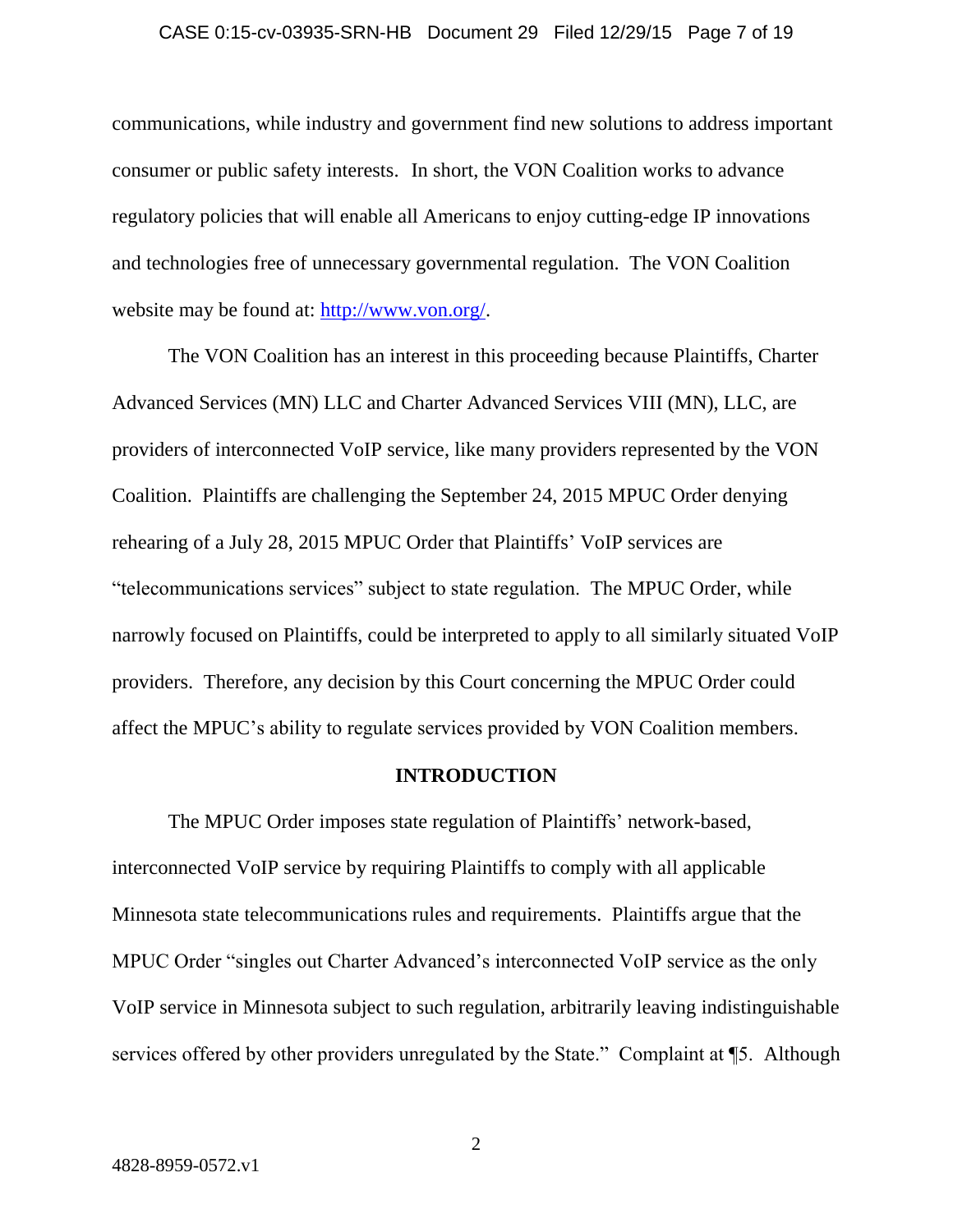communications, while industry and government find new solutions to address important consumer or public safety interests. In short, the VON Coalition works to advance regulatory policies that will enable all Americans to enjoy cutting-edge IP innovations and technologies free of unnecessary governmental regulation. The VON Coalition website may be found at: http://www.von.org/.

The VON Coalition has an interest in this proceeding because Plaintiffs, Charter Advanced Services (MN) LLC and Charter Advanced Services VIII (MN), LLC, are providers of interconnected VoIP service, like many providers represented by the VON Coalition. Plaintiffs are challenging the September 24, 2015 MPUC Order denying rehearing of a July 28, 2015 MPUC Order that Plaintiffs' VoIP services are "telecommunications services" subject to state regulation. The MPUC Order, while narrowly focused on Plaintiffs, could be interpreted to apply to all similarly situated VoIP providers. Therefore, any decision by this Court concerning the MPUC Order could affect the MPUC's ability to regulate services provided by VON Coalition members.

## INTRODUCTION

The MPUC Order imposes state regulation of Plaintiffs' network-based, interconnected VoIP service by requiring Plaintiffs to comply with all applicable Minnesota state telecommunications rules and requirements. Plaintiffs argue that the MPUC Order "singles out Charter Advanced's interconnected VoIP service as the only VoIP service in Minnesota subject to such regulation, arbitrarily leaving indistinguishable services offered by other providers unregulated by the State." Complaint at ¶5. Although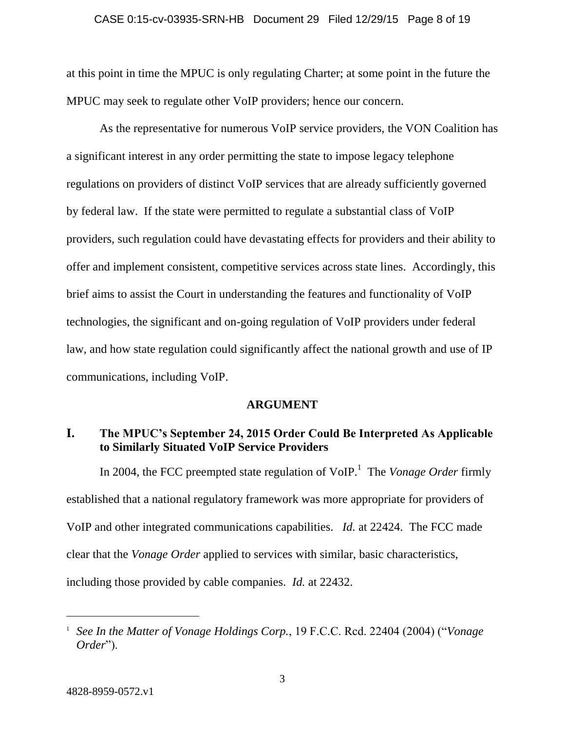at this point in time the MPUC is only regulating Charter; at some point in the future the MPUC may seek to regulate other VoIP providers; hence our concern.

As the representative for numerous VoIP service providers, the VON Coalition has a significant interest in any order permitting the state to impose legacy telephone regulations on providers of distinct VoIP services that are already sufficiently governed by federal law. If the state were permitted to regulate a substantial class of VoIP providers, such regulation could have devastating effects for providers and their ability to offer and implement consistent, competitive services across state lines. Accordingly, this brief aims to assist the Court in understanding the features and functionality of VoIP technologies, the significant and on-going regulation of VoIP providers under federal law, and how state regulation could significantly affect the national growth and use of IP communications, including VoIP.

## ARGUMENT

### I. The MPUC's September 24, 2015 Order Could Be Interpreted As Applicable to Similarly Situated VoIP Service Providers

In 2004, the FCC preempted state regulation of VoIP.[1] The *Vonage Order* firmly established that a national regulatory framework was more appropriate for providers of VoIP and other integrated communications capabilities. *Id.* at 22424. The FCC made clear that the *Vonage Order* applied to services with similar, basic characteristics, including those provided by cable companies. *Id.* at 22432.

---

[1] *See In the Matter of Vonage Holdings Corp.*, 19 F.C.C. Rcd. 22404 (2004) ("*Vonage Order*").

4828-8959-0572.v1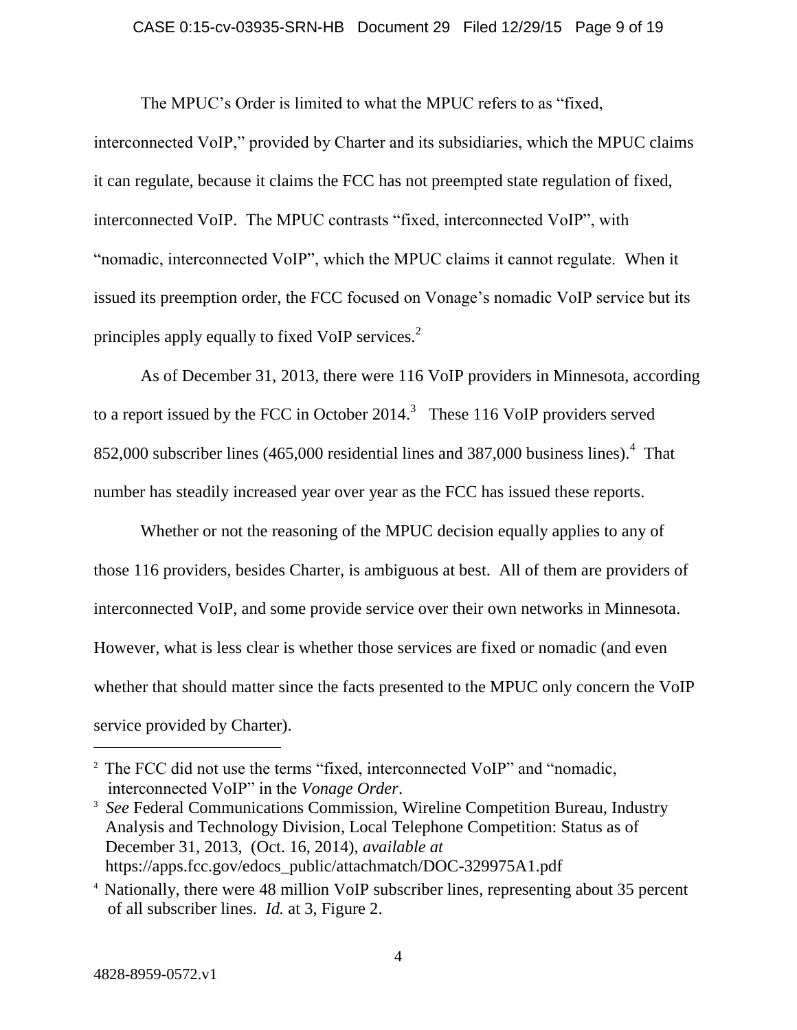The MPUC's Order is limited to what the MPUC refers to as "fixed, interconnected VoIP," provided by Charter and its subsidiaries, which the MPUC claims it can regulate, because it claims the FCC has not preempted state regulation of fixed, interconnected VoIP. The MPUC contrasts "fixed, interconnected VoIP", with "nomadic, interconnected VoIP", which the MPUC claims it cannot regulate. When it issued its preemption order, the FCC focused on Vonage's nomadic VoIP service but its principles apply equally to fixed VoIP services.[2]

As of December 31, 2013, there were 116 VoIP providers in Minnesota, according to a report issued by the FCC in October 2014.[3] These 116 VoIP providers served 852,000 subscriber lines (465,000 residential lines and 387,000 business lines).[4] That number has steadily increased year over year as the FCC has issued these reports.

Whether or not the reasoning of the MPUC decision equally applies to any of those 116 providers, besides Charter, is ambiguous at best. All of them are providers of interconnected VoIP, and some provide service over their own networks in Minnesota. However, what is less clear is whether those services are fixed or nomadic (and even whether that should matter since the facts presented to the MPUC only concern the VoIP service provided by Charter).

---

[2] The FCC did not use the terms "fixed, interconnected VoIP" and "nomadic, interconnected VoIP" in the *Vonage Order*.

[3] *See* Federal Communications Commission, Wireline Competition Bureau, Industry Analysis and Technology Division, Local Telephone Competition: Status as of December 31, 2013, (Oct. 16, 2014), *available at* https://apps.fcc.gov/edocs_public/attachmatch/DOC-329975A1.pdf

[4] Nationally, there were 48 million VoIP subscriber lines, representing about 35 percent of all subscriber lines. *Id.* at 3, Figure 2.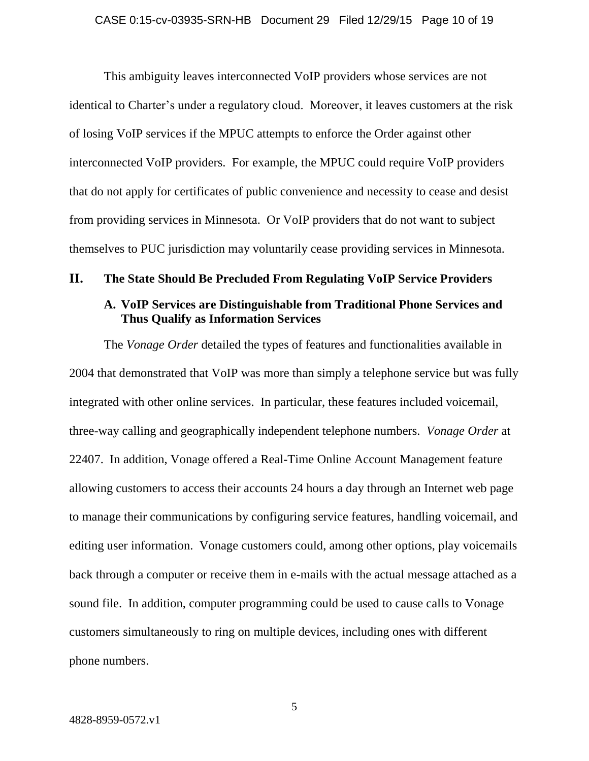This ambiguity leaves interconnected VoIP providers whose services are not identical to Charter's under a regulatory cloud. Moreover, it leaves customers at the risk of losing VoIP services if the MPUC attempts to enforce the Order against other interconnected VoIP providers. For example, the MPUC could require VoIP providers that do not apply for certificates of public convenience and necessity to cease and desist from providing services in Minnesota. Or VoIP providers that do not want to subject themselves to PUC jurisdiction may voluntarily cease providing services in Minnesota.

## II. The State Should Be Precluded From Regulating VoIP Service Providers

### A. VoIP Services are Distinguishable from Traditional Phone Services and Thus Qualify as Information Services

The *Vonage Order* detailed the types of features and functionalities available in 2004 that demonstrated that VoIP was more than simply a telephone service but was fully integrated with other online services. In particular, these features included voicemail, three-way calling and geographically independent telephone numbers. *Vonage Order* at 22407. In addition, Vonage offered a Real-Time Online Account Management feature allowing customers to access their accounts 24 hours a day through an Internet web page to manage their communications by configuring service features, handling voicemail, and editing user information. Vonage customers could, among other options, play voicemails back through a computer or receive them in e-mails with the actual message attached as a sound file. In addition, computer programming could be used to cause calls to Vonage customers simultaneously to ring on multiple devices, including ones with different phone numbers.

4828-8959-0572.v1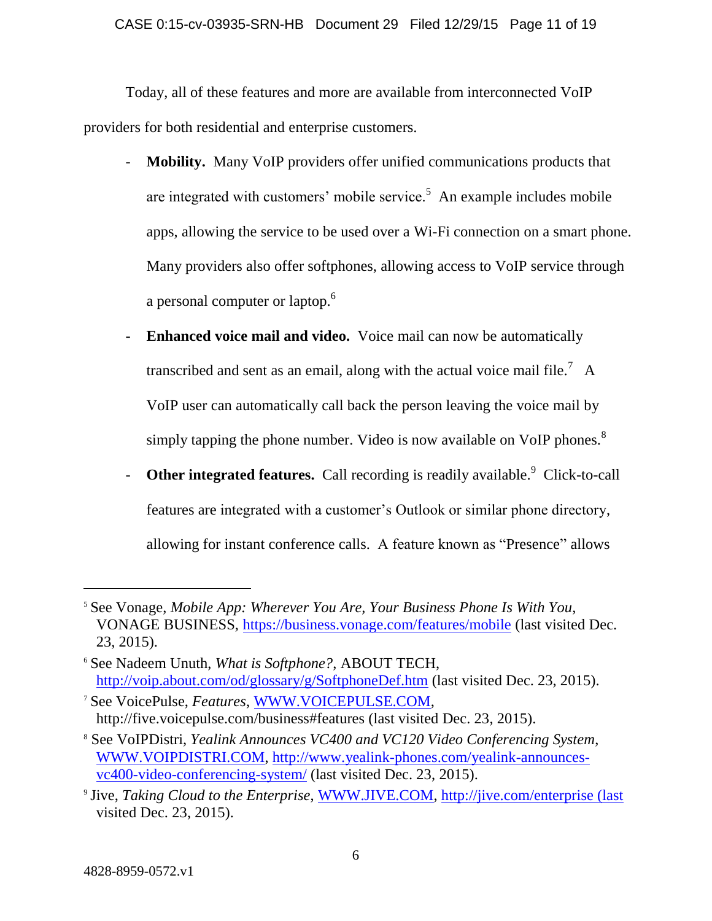Today, all of these features and more are available from interconnected VoIP providers for both residential and enterprise customers.

- **Mobility.** Many VoIP providers offer unified communications products that are integrated with customers' mobile service.[5] An example includes mobile apps, allowing the service to be used over a Wi-Fi connection on a smart phone. Many providers also offer softphones, allowing access to VoIP service through a personal computer or laptop.[6]
- **Enhanced voice mail and video.** Voice mail can now be automatically transcribed and sent as an email, along with the actual voice mail file.[7] A VoIP user can automatically call back the person leaving the voice mail by simply tapping the phone number. Video is now available on VoIP phones.[8]
- **Other integrated features.** Call recording is readily available.[9] Click-to-call features are integrated with a customer's Outlook or similar phone directory, allowing for instant conference calls. A feature known as "Presence" allows

---

[5] See Vonage, *Mobile App: Wherever You Are, Your Business Phone Is With You*, VONAGE BUSINESS, https://business.vonage.com/features/mobile (last visited Dec. 23, 2015).

[6] See Nadeem Unuth, *What is Softphone?*, ABOUT TECH, http://voip.about.com/od/glossary/g/SoftphoneDef.htm (last visited Dec. 23, 2015).

[7] See VoicePulse, *Features*, WWW.VOICEPULSE.COM, http://five.voicepulse.com/business#features (last visited Dec. 23, 2015).

[8] See VoIPDistri, *Yealink Announces VC400 and VC120 Video Conferencing System*, WWW.VOIPDISTRI.COM, http://www.yealink-phones.com/yealink-announces-vc400-video-conferencing-system/ (last visited Dec. 23, 2015).

[9] Jive, *Taking Cloud to the Enterprise*, WWW.JIVE.COM, http://jive.com/enterprise (last visited Dec. 23, 2015).

4828-8959-0572.v1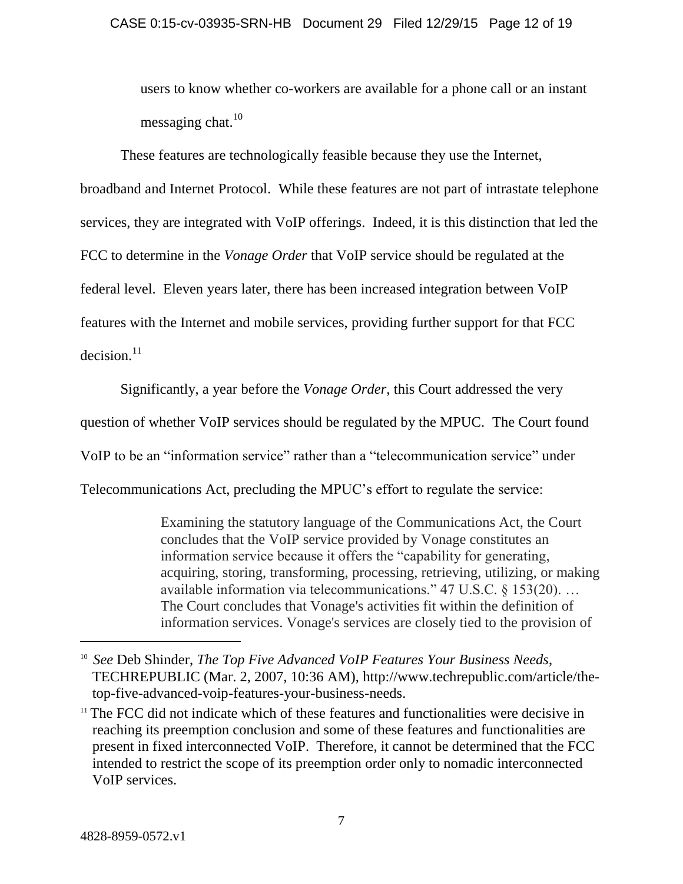users to know whether co-workers are available for a phone call or an instant messaging chat.[10]

These features are technologically feasible because they use the Internet, broadband and Internet Protocol. While these features are not part of intrastate telephone services, they are integrated with VoIP offerings. Indeed, it is this distinction that led the FCC to determine in the *Vonage Order* that VoIP service should be regulated at the federal level. Eleven years later, there has been increased integration between VoIP features with the Internet and mobile services, providing further support for that FCC decision.[11]

Significantly, a year before the *Vonage Order*, this Court addressed the very question of whether VoIP services should be regulated by the MPUC. The Court found VoIP to be an "information service" rather than a "telecommunication service" under Telecommunications Act, precluding the MPUC's effort to regulate the service:

> Examining the statutory language of the Communications Act, the Court concludes that the VoIP service provided by Vonage constitutes an information service because it offers the "capability for generating, acquiring, storing, transforming, processing, retrieving, utilizing, or making available information via telecommunications." 47 U.S.C. § 153(20). … The Court concludes that Vonage's activities fit within the definition of information services. Vonage's services are closely tied to the provision of

---

[10] *See* Deb Shinder, *The Top Five Advanced VoIP Features Your Business Needs*, TECHREPUBLIC (Mar. 2, 2007, 10:36 AM), http://www.techrepublic.com/article/the-top-five-advanced-voip-features-your-business-needs.

[11] The FCC did not indicate which of these features and functionalities were decisive in reaching its preemption conclusion and some of these features and functionalities are present in fixed interconnected VoIP. Therefore, it cannot be determined that the FCC intended to restrict the scope of its preemption order only to nomadic interconnected VoIP services.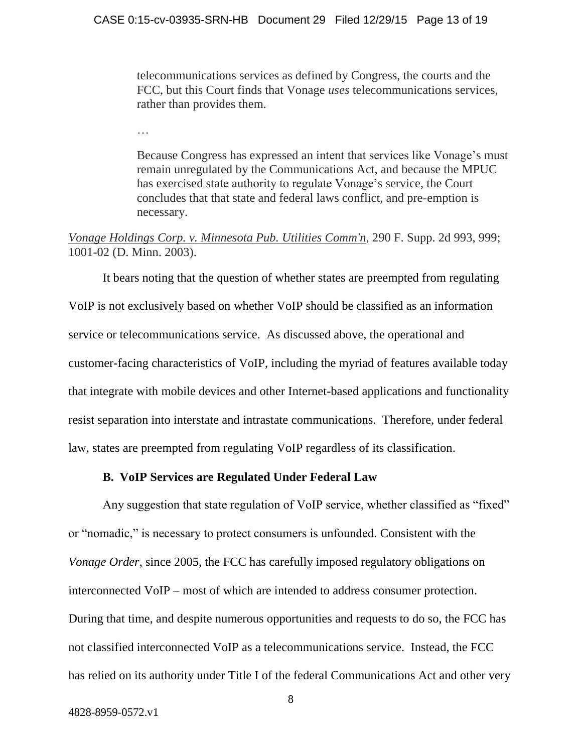> telecommunications services as defined by Congress, the courts and the FCC, but this Court finds that Vonage *uses* telecommunications services, rather than provides them.
>
> …
>
> Because Congress has expressed an intent that services like Vonage's must remain unregulated by the Communications Act, and because the MPUC has exercised state authority to regulate Vonage's service, the Court concludes that that state and federal laws conflict, and pre-emption is necessary.

*Vonage Holdings Corp. v. Minnesota Pub. Utilities Comm'n*, 290 F. Supp. 2d 993, 999; 1001-02 (D. Minn. 2003).

It bears noting that the question of whether states are preempted from regulating VoIP is not exclusively based on whether VoIP should be classified as an information service or telecommunications service. As discussed above, the operational and customer-facing characteristics of VoIP, including the myriad of features available today that integrate with mobile devices and other Internet-based applications and functionality resist separation into interstate and intrastate communications. Therefore, under federal law, states are preempted from regulating VoIP regardless of its classification.

### B. VoIP Services are Regulated Under Federal Law

Any suggestion that state regulation of VoIP service, whether classified as "fixed" or "nomadic," is necessary to protect consumers is unfounded. Consistent with the *Vonage Order*, since 2005, the FCC has carefully imposed regulatory obligations on interconnected VoIP – most of which are intended to address consumer protection. During that time, and despite numerous opportunities and requests to do so, the FCC has not classified interconnected VoIP as a telecommunications service. Instead, the FCC has relied on its authority under Title I of the federal Communications Act and other very

4828-8959-0572.v1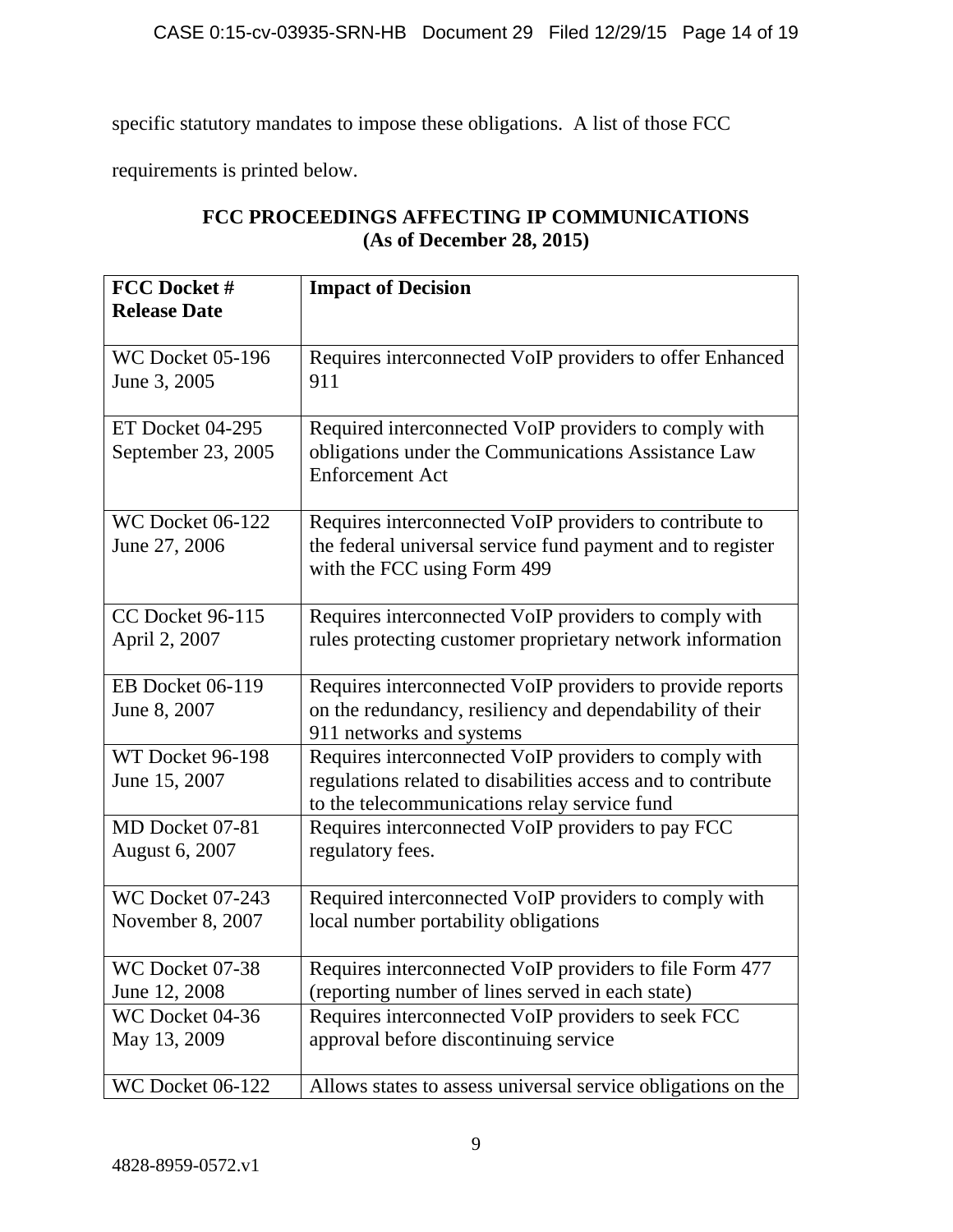specific statutory mandates to impose these obligations. A list of those FCC requirements is printed below.

**FCC PROCEEDINGS AFFECTING IP COMMUNICATIONS**
**(As of December 28, 2015)**

| FCC Docket #<br>Release Date | Impact of Decision |
|---|---|
| WC Docket 05-196<br>June 3, 2005 | Requires interconnected VoIP providers to offer Enhanced 911 |
| ET Docket 04-295<br>September 23, 2005 | Required interconnected VoIP providers to comply with obligations under the Communications Assistance Law Enforcement Act |
| WC Docket 06-122<br>June 27, 2006 | Requires interconnected VoIP providers to contribute to the federal universal service fund payment and to register with the FCC using Form 499 |
| CC Docket 96-115<br>April 2, 2007 | Requires interconnected VoIP providers to comply with rules protecting customer proprietary network information |
| EB Docket 06-119<br>June 8, 2007 | Requires interconnected VoIP providers to provide reports on the redundancy, resiliency and dependability of their 911 networks and systems |
| WT Docket 96-198<br>June 15, 2007 | Requires interconnected VoIP providers to comply with regulations related to disabilities access and to contribute to the telecommunications relay service fund |
| MD Docket 07-81<br>August 6, 2007 | Requires interconnected VoIP providers to pay FCC regulatory fees. |
| WC Docket 07-243<br>November 8, 2007 | Required interconnected VoIP providers to comply with local number portability obligations |
| WC Docket 07-38<br>June 12, 2008 | Requires interconnected VoIP providers to file Form 477 (reporting number of lines served in each state) |
| WC Docket 04-36<br>May 13, 2009 | Requires interconnected VoIP providers to seek FCC approval before discontinuing service |
| WC Docket 06-122 | Allows states to assess universal service obligations on the |

4828-8959-0572.v1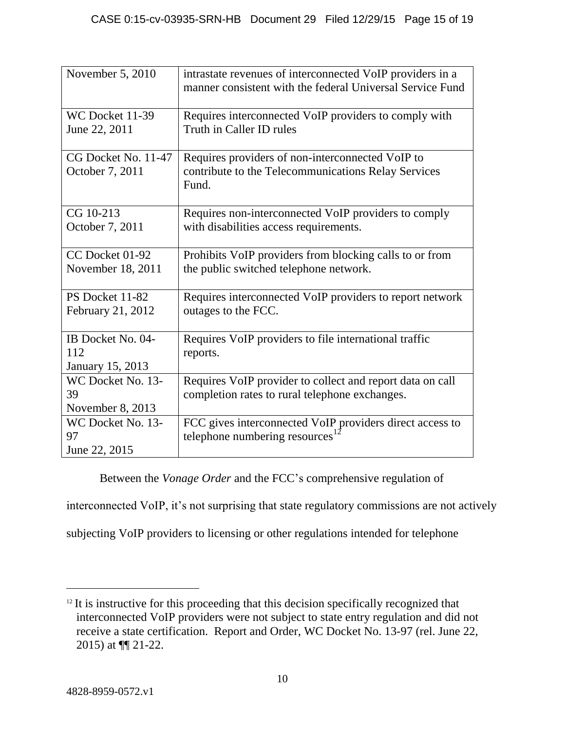| | |
|---|---|
| November 5, 2010 | intrastate revenues of interconnected VoIP providers in a manner consistent with the federal Universal Service Fund |
| WC Docket 11-39<br>June 22, 2011 | Requires interconnected VoIP providers to comply with Truth in Caller ID rules |
| CG Docket No. 11-47<br>October 7, 2011 | Requires providers of non-interconnected VoIP to contribute to the Telecommunications Relay Services Fund. |
| CG 10-213<br>October 7, 2011 | Requires non-interconnected VoIP providers to comply with disabilities access requirements. |
| CC Docket 01-92<br>November 18, 2011 | Prohibits VoIP providers from blocking calls to or from the public switched telephone network. |
| PS Docket 11-82<br>February 21, 2012 | Requires interconnected VoIP providers to report network outages to the FCC. |
| IB Docket No. 04-112<br>January 15, 2013 | Requires VoIP providers to file international traffic reports. |
| WC Docket No. 13-39<br>November 8, 2013 | Requires VoIP provider to collect and report data on call completion rates to rural telephone exchanges. |
| WC Docket No. 13-97<br>June 22, 2015 | FCC gives interconnected VoIP providers direct access to telephone numbering resources[12] |

Between the *Vonage Order* and the FCC's comprehensive regulation of interconnected VoIP, it's not surprising that state regulatory commissions are not actively subjecting VoIP providers to licensing or other regulations intended for telephone

[12] It is instructive for this proceeding that this decision specifically recognized that interconnected VoIP providers were not subject to state entry regulation and did not receive a state certification. Report and Order, WC Docket No. 13-97 (rel. June 22, 2015) at ¶¶ 21-22.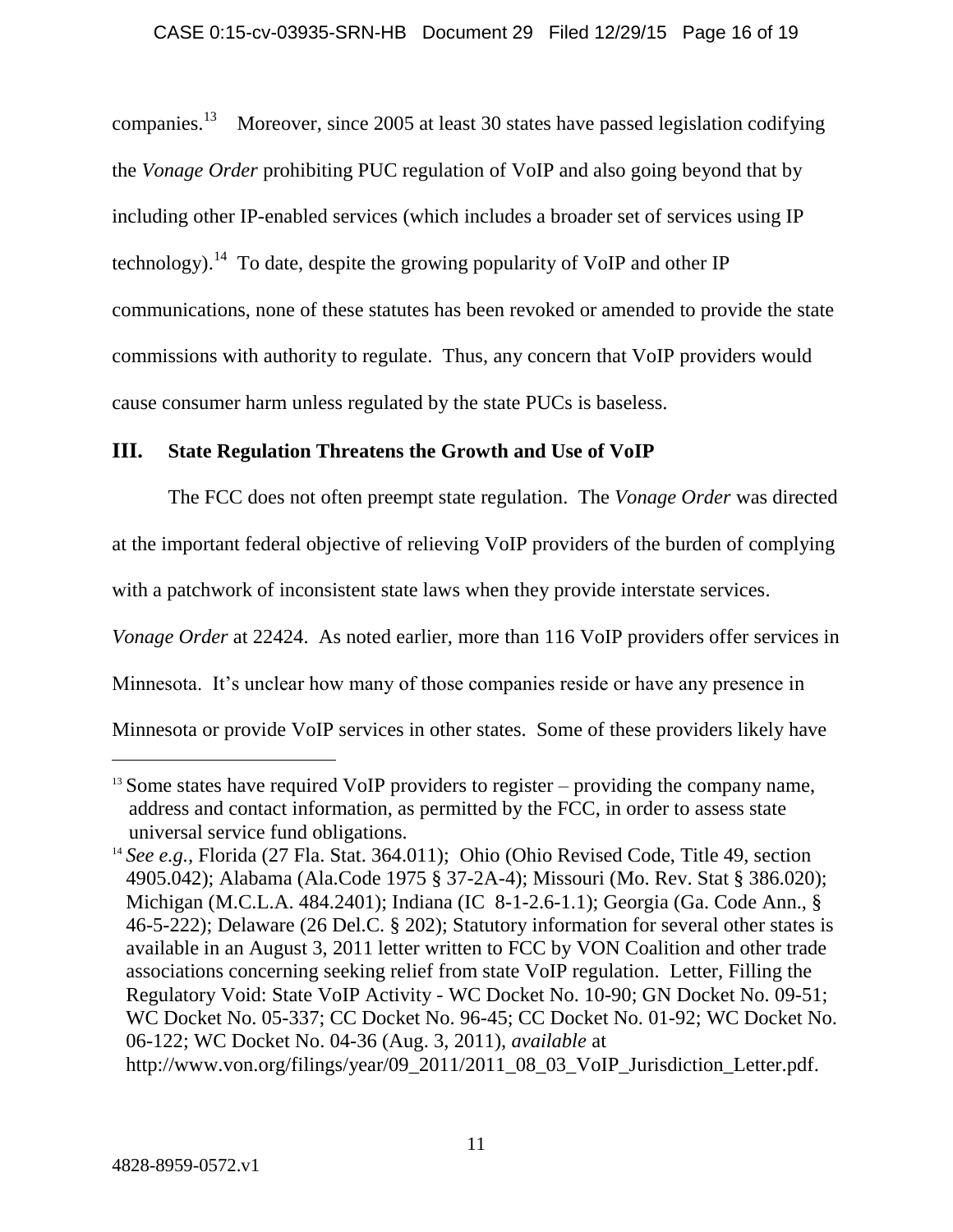companies.[13] Moreover, since 2005 at least 30 states have passed legislation codifying the *Vonage Order* prohibiting PUC regulation of VoIP and also going beyond that by including other IP-enabled services (which includes a broader set of services using IP technology).[14] To date, despite the growing popularity of VoIP and other IP communications, none of these statutes has been revoked or amended to provide the state commissions with authority to regulate. Thus, any concern that VoIP providers would cause consumer harm unless regulated by the state PUCs is baseless.

## III. State Regulation Threatens the Growth and Use of VoIP

The FCC does not often preempt state regulation. The *Vonage Order* was directed at the important federal objective of relieving VoIP providers of the burden of complying with a patchwork of inconsistent state laws when they provide interstate services. *Vonage Order* at 22424. As noted earlier, more than 116 VoIP providers offer services in Minnesota. It's unclear how many of those companies reside or have any presence in Minnesota or provide VoIP services in other states. Some of these providers likely have

---

[13] Some states have required VoIP providers to register – providing the company name, address and contact information, as permitted by the FCC, in order to assess state universal service fund obligations.

[14] *See e.g.*, Florida (27 Fla. Stat. 364.011); Ohio (Ohio Revised Code, Title 49, section 4905.042); Alabama (Ala.Code 1975 § 37-2A-4); Missouri (Mo. Rev. Stat § 386.020); Michigan (M.C.L.A. 484.2401); Indiana (IC 8-1-2.6-1.1); Georgia (Ga. Code Ann., § 46-5-222); Delaware (26 Del.C. § 202); Statutory information for several other states is available in an August 3, 2011 letter written to FCC by VON Coalition and other trade associations concerning seeking relief from state VoIP regulation. Letter, Filling the Regulatory Void: State VoIP Activity - WC Docket No. 10-90; GN Docket No. 09-51; WC Docket No. 05-337; CC Docket No. 96-45; CC Docket No. 01-92; WC Docket No. 06-122; WC Docket No. 04-36 (Aug. 3, 2011), *available* at http://www.von.org/filings/year/09_2011/2011_08_03_VoIP_Jurisdiction_Letter.pdf.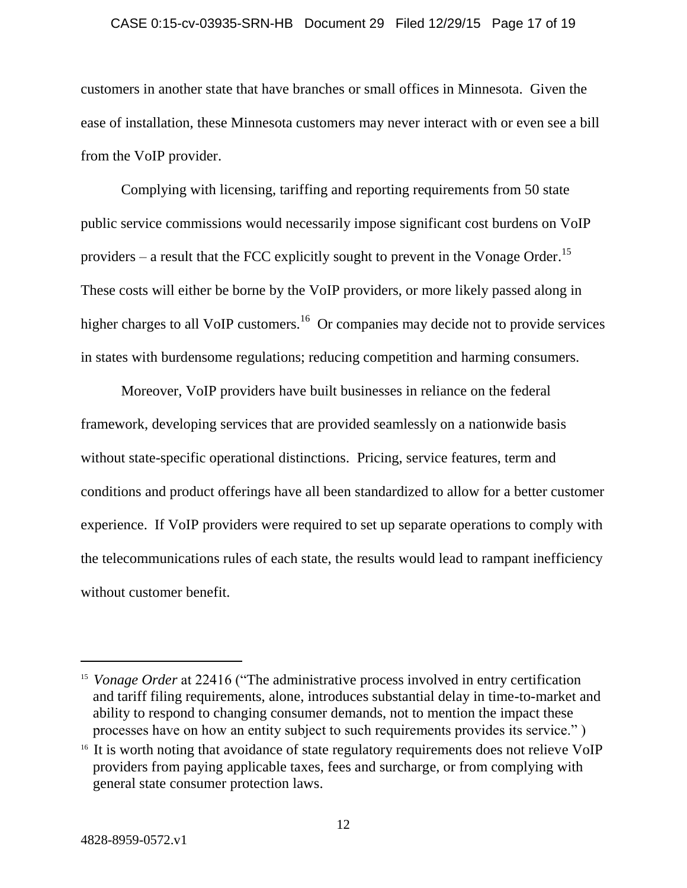customers in another state that have branches or small offices in Minnesota. Given the ease of installation, these Minnesota customers may never interact with or even see a bill from the VoIP provider.

Complying with licensing, tariffing and reporting requirements from 50 state public service commissions would necessarily impose significant cost burdens on VoIP providers – a result that the FCC explicitly sought to prevent in the Vonage Order.[15] These costs will either be borne by the VoIP providers, or more likely passed along in higher charges to all VoIP customers.[16] Or companies may decide not to provide services in states with burdensome regulations; reducing competition and harming consumers.

Moreover, VoIP providers have built businesses in reliance on the federal framework, developing services that are provided seamlessly on a nationwide basis without state-specific operational distinctions. Pricing, service features, term and conditions and product offerings have all been standardized to allow for a better customer experience. If VoIP providers were required to set up separate operations to comply with the telecommunications rules of each state, the results would lead to rampant inefficiency without customer benefit.

---

[15] *Vonage Order* at 22416 ("The administrative process involved in entry certification and tariff filing requirements, alone, introduces substantial delay in time-to-market and ability to respond to changing consumer demands, not to mention the impact these processes have on how an entity subject to such requirements provides its service." )

[16] It is worth noting that avoidance of state regulatory requirements does not relieve VoIP providers from paying applicable taxes, fees and surcharge, or from complying with general state consumer protection laws.

4828-8959-0572.v1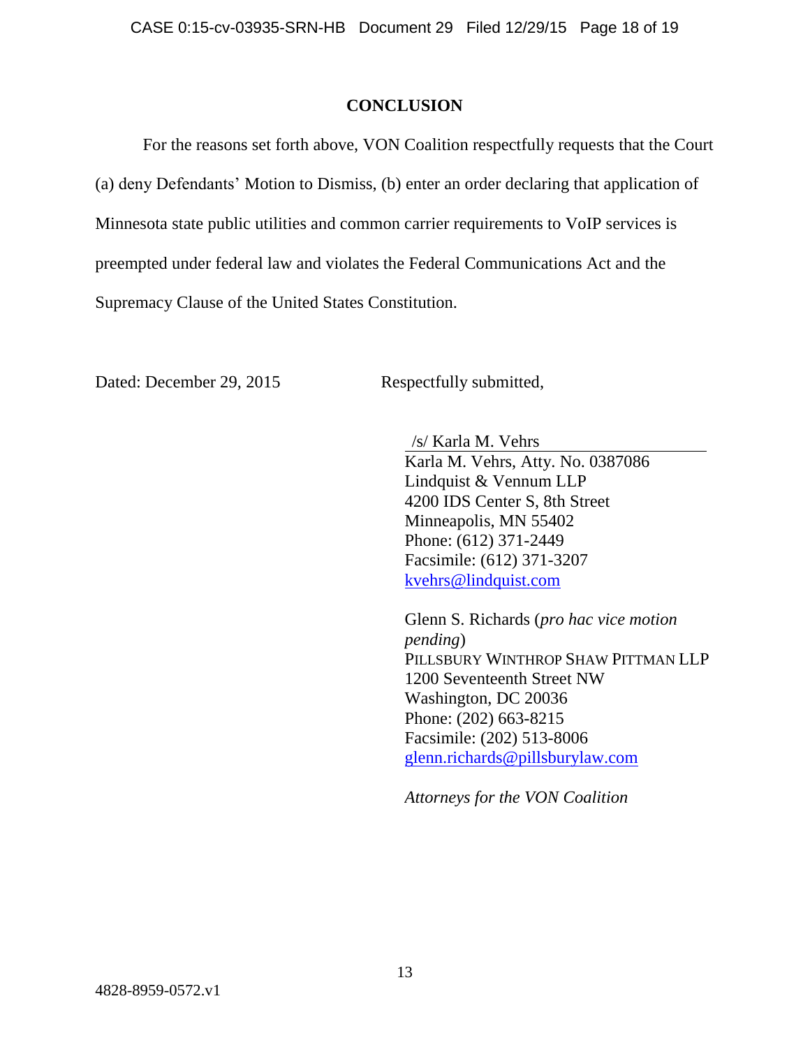## CONCLUSION

For the reasons set forth above, VON Coalition respectfully requests that the Court (a) deny Defendants' Motion to Dismiss, (b) enter an order declaring that application of Minnesota state public utilities and common carrier requirements to VoIP services is preempted under federal law and violates the Federal Communications Act and the Supremacy Clause of the United States Constitution.

Dated: December 29, 2015

Respectfully submitted,

/s/ Karla M. Vehrs
Karla M. Vehrs, Atty. No. 0387086
Lindquist & Vennum LLP
4200 IDS Center S, 8th Street
Minneapolis, MN 55402
Phone: (612) 371-2449
Facsimile: (612) 371-3207
kvehrs@lindquist.com

Glenn S. Richards (*pro hac vice motion pending*)
PILLSBURY WINTHROP SHAW PITTMAN LLP
1200 Seventeenth Street NW
Washington, DC 20036
Phone: (202) 663-8215
Facsimile: (202) 513-8006
glenn.richards@pillsburylaw.com

*Attorneys for the VON Coalition*

4828-8959-0572.v1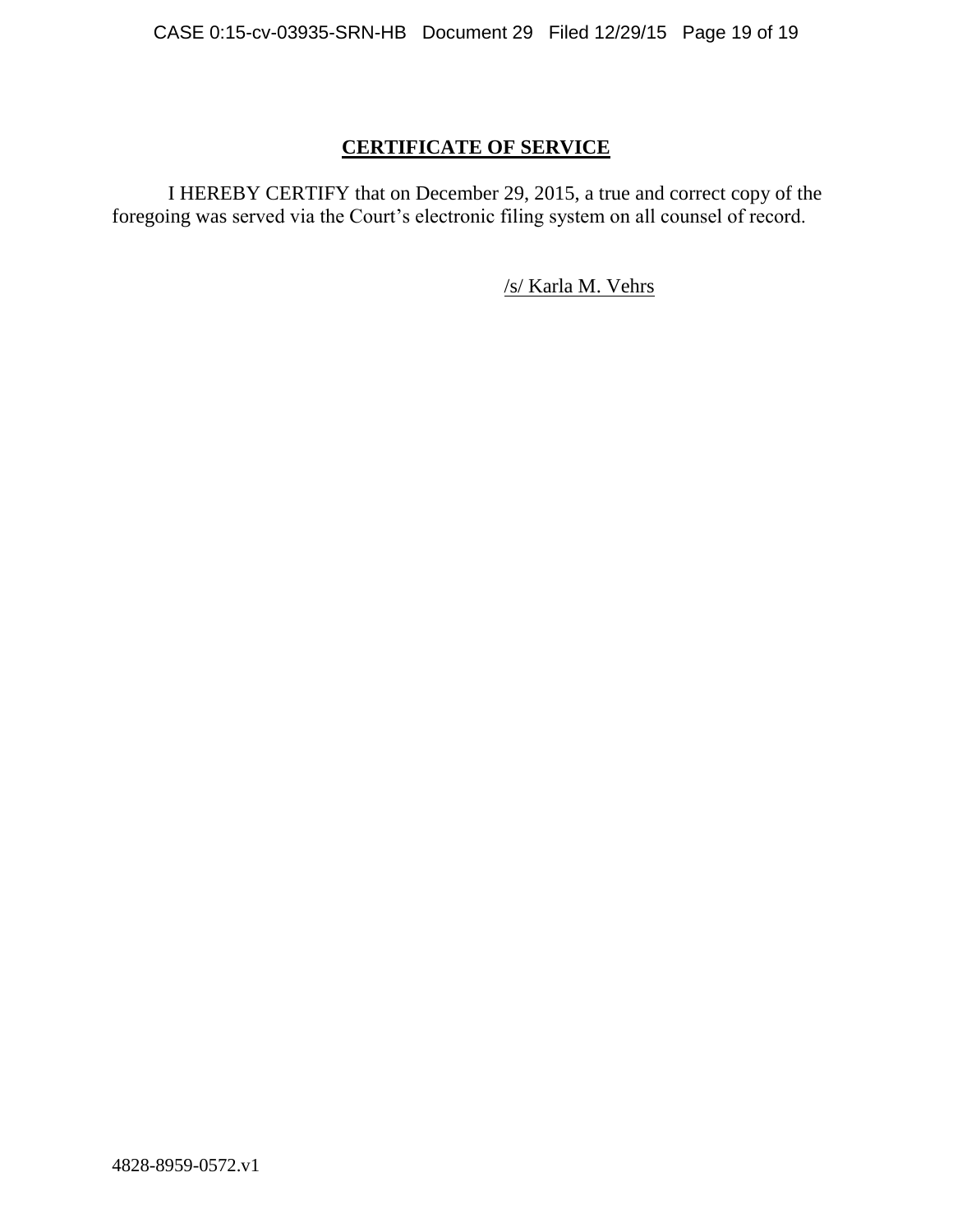## **CERTIFICATE OF SERVICE**

I HEREBY CERTIFY that on December 29, 2015, a true and correct copy of the foregoing was served via the Court's electronic filing system on all counsel of record.

/s/ Karla M. Vehrs

4828-8959-0572.v1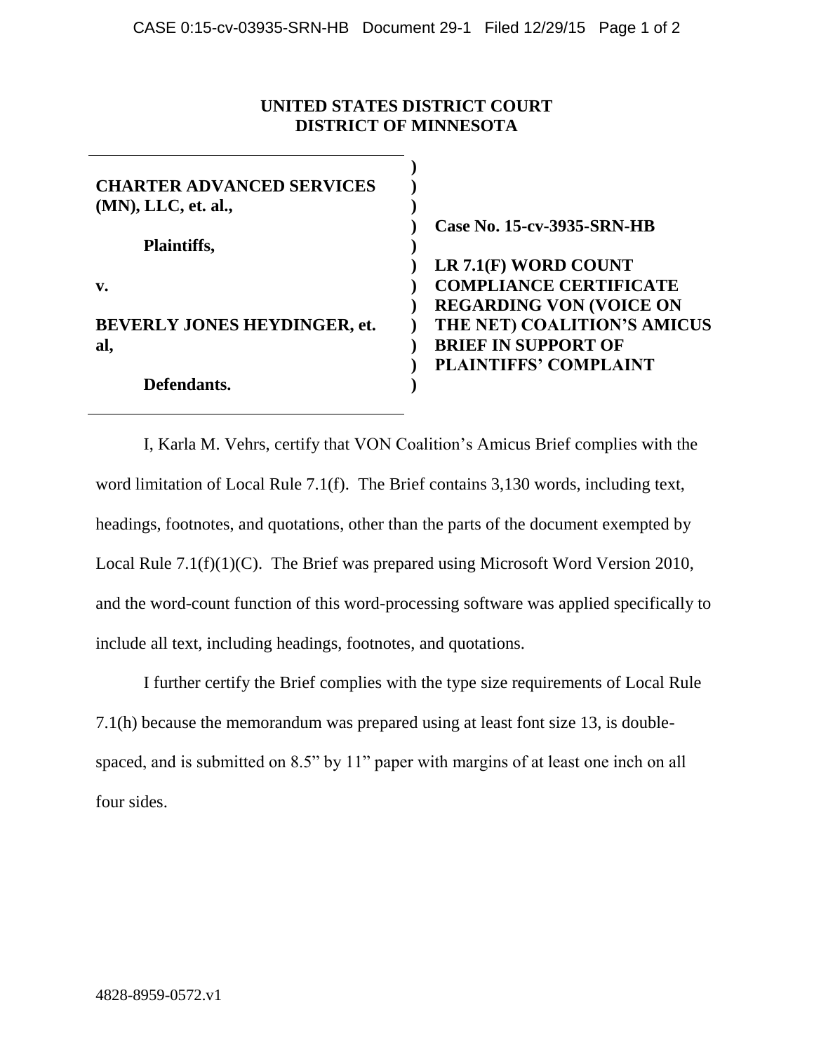**UNITED STATES DISTRICT COURT**
**DISTRICT OF MINNESOTA**

| | |
|---|---|
| **CHARTER ADVANCED SERVICES (MN), LLC, et. al.,** | **Case No. 15-cv-3935-SRN-HB** |
| **Plaintiffs,** | |
| **v.** | **LR 7.1(F) WORD COUNT COMPLIANCE CERTIFICATE REGARDING VON (VOICE ON THE NET) COALITION'S AMICUS BRIEF IN SUPPORT OF PLAINTIFFS' COMPLAINT** |
| **BEVERLY JONES HEYDINGER, et. al,** | |
| **Defendants.** | |

I, Karla M. Vehrs, certify that VON Coalition's Amicus Brief complies with the word limitation of Local Rule 7.1(f). The Brief contains 3,130 words, including text, headings, footnotes, and quotations, other than the parts of the document exempted by Local Rule 7.1(f)(1)(C). The Brief was prepared using Microsoft Word Version 2010, and the word-count function of this word-processing software was applied specifically to include all text, including headings, footnotes, and quotations.

I further certify the Brief complies with the type size requirements of Local Rule 7.1(h) because the memorandum was prepared using at least font size 13, is double-spaced, and is submitted on 8.5" by 11" paper with margins of at least one inch on all four sides.

4828-8959-0572.v1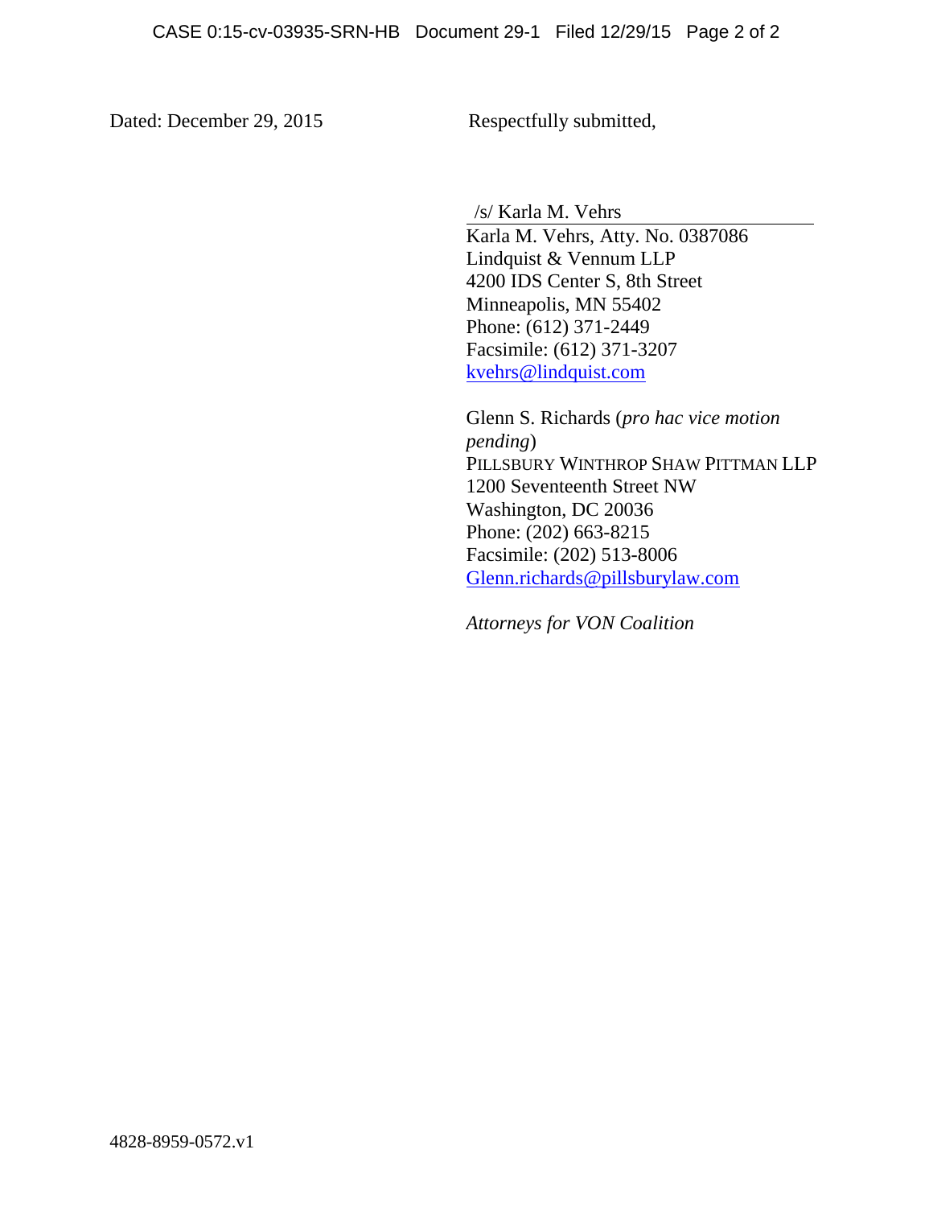Dated: December 29, 2015

Respectfully submitted,

/s/ Karla M. Vehrs
Karla M. Vehrs, Atty. No. 0387086
Lindquist & Vennum LLP
4200 IDS Center S, 8th Street
Minneapolis, MN 55402
Phone: (612) 371-2449
Facsimile: (612) 371-3207
kvehrs@lindquist.com

Glenn S. Richards (*pro hac vice motion pending*)
PILLSBURY WINTHROP SHAW PITTMAN LLP
1200 Seventeenth Street NW
Washington, DC 20036
Phone: (202) 663-8215
Facsimile: (202) 513-8006
Glenn.richards@pillsburylaw.com

*Attorneys for VON Coalition*

4828-8959-0572.v1